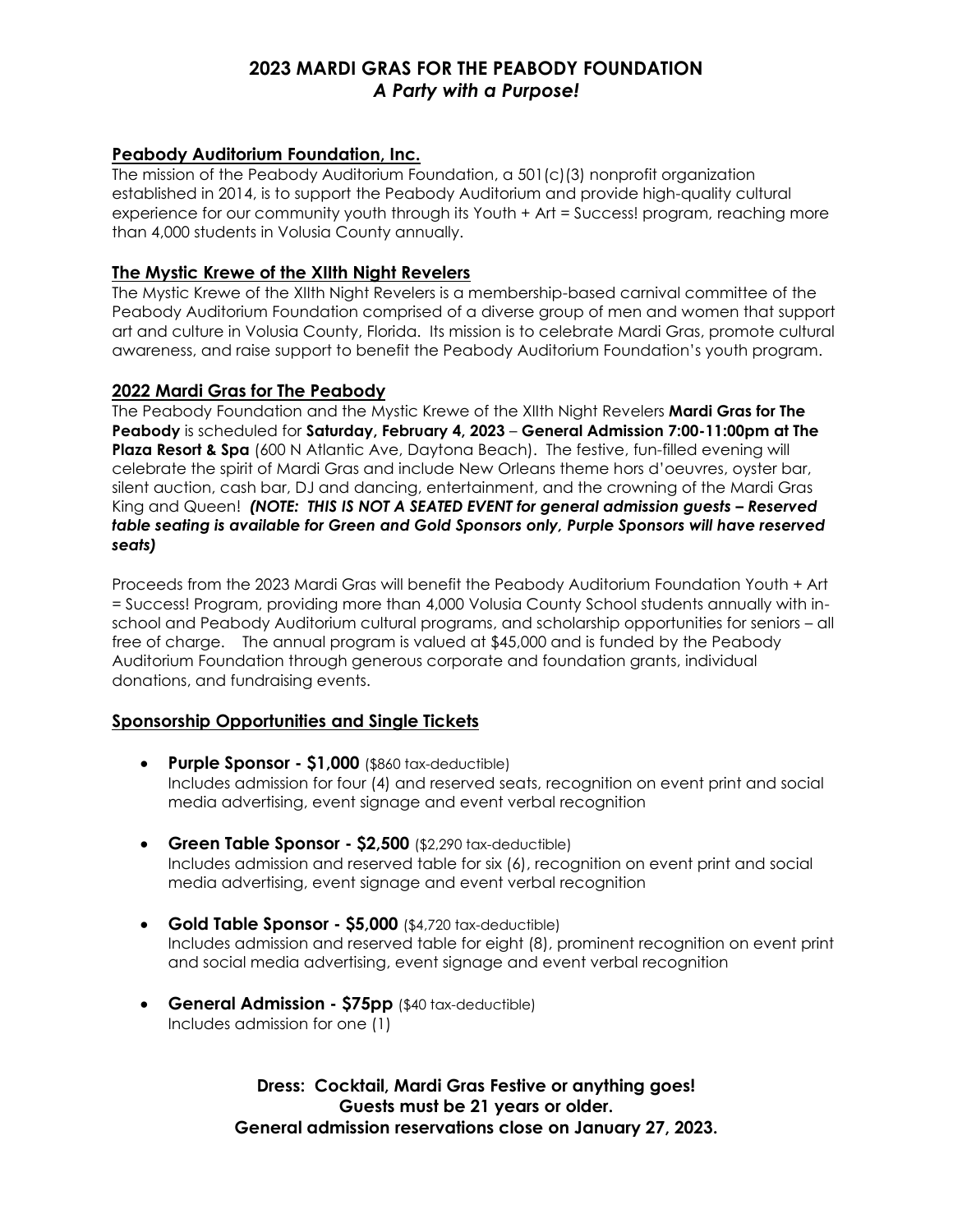# 2023 MARDI GRAS FOR THE PEABODY FOUNDATION

***A Party with a Purpose!***

## Peabody Auditorium Foundation, Inc.

The mission of the Peabody Auditorium Foundation, a 501(c)(3) nonprofit organization established in 2014, is to support the Peabody Auditorium and provide high-quality cultural experience for our community youth through its Youth + Art = Success! program, reaching more than 4,000 students in Volusia County annually.

## The Mystic Krewe of the XIIth Night Revelers

The Mystic Krewe of the XIIth Night Revelers is a membership-based carnival committee of the Peabody Auditorium Foundation comprised of a diverse group of men and women that support art and culture in Volusia County, Florida. Its mission is to celebrate Mardi Gras, promote cultural awareness, and raise support to benefit the Peabody Auditorium Foundation's youth program.

## 2022 Mardi Gras for The Peabody

The Peabody Foundation and the Mystic Krewe of the XIIth Night Revelers **Mardi Gras for The Peabody** is scheduled for **Saturday, February 4, 2023** – **General Admission 7:00-11:00pm at The Plaza Resort & Spa** (600 N Atlantic Ave, Daytona Beach). The festive, fun-filled evening will celebrate the spirit of Mardi Gras and include New Orleans theme hors d'oeuvres, oyster bar, silent auction, cash bar, DJ and dancing, entertainment, and the crowning of the Mardi Gras King and Queen! ***(NOTE: THIS IS NOT A SEATED EVENT for general admission guests – Reserved table seating is available for Green and Gold Sponsors only, Purple Sponsors will have reserved seats)***

Proceeds from the 2023 Mardi Gras will benefit the Peabody Auditorium Foundation Youth + Art = Success! Program, providing more than 4,000 Volusia County School students annually with in-school and Peabody Auditorium cultural programs, and scholarship opportunities for seniors – all free of charge. The annual program is valued at $45,000 and is funded by the Peabody Auditorium Foundation through generous corporate and foundation grants, individual donations, and fundraising events.

## Sponsorship Opportunities and Single Tickets

- **Purple Sponsor - $1,000** ($860 tax-deductible)
  Includes admission for four (4) and reserved seats, recognition on event print and social media advertising, event signage and event verbal recognition
- **Green Table Sponsor - $2,500** ($2,290 tax-deductible)
  Includes admission and reserved table for six (6), recognition on event print and social media advertising, event signage and event verbal recognition
- **Gold Table Sponsor - $5,000** ($4,720 tax-deductible)
  Includes admission and reserved table for eight (8), prominent recognition on event print and social media advertising, event signage and event verbal recognition
- **General Admission - $75pp** ($40 tax-deductible)
  Includes admission for one (1)

**Dress: Cocktail, Mardi Gras Festive or anything goes!**
**Guests must be 21 years or older.**
**General admission reservations close on January 27, 2023.**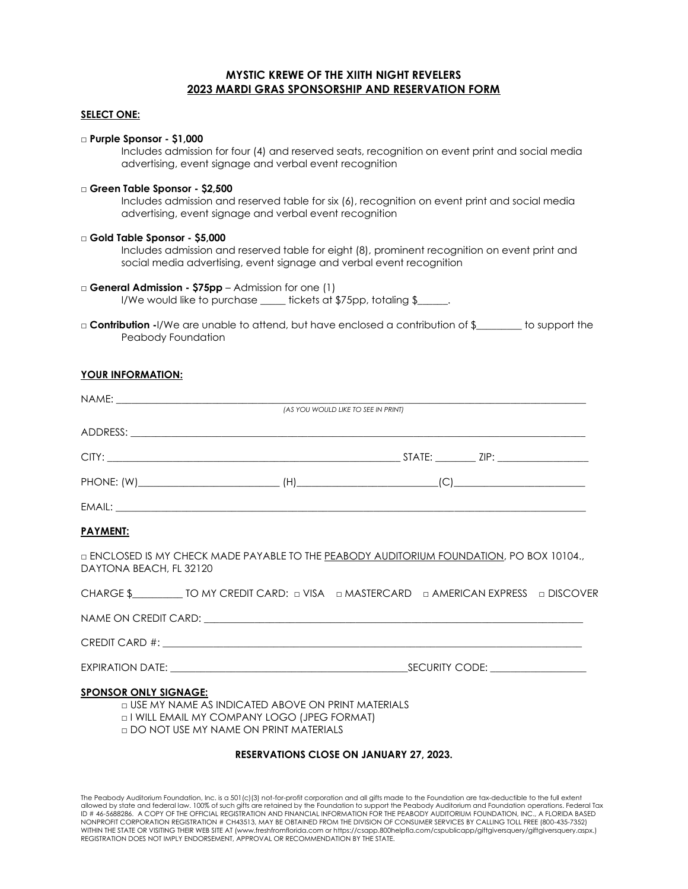## MYSTIC KREWE OF THE XIITH NIGHT REVELERS
## 2023 MARDI GRAS SPONSORSHIP AND RESERVATION FORM

**SELECT ONE:**

□ **Purple Sponsor - $1,000**
Includes admission for four (4) and reserved seats, recognition on event print and social media advertising, event signage and verbal event recognition

□ **Green Table Sponsor - $2,500**
Includes admission and reserved table for six (6), recognition on event print and social media advertising, event signage and verbal event recognition

□ **Gold Table Sponsor - $5,000**
Includes admission and reserved table for eight (8), prominent recognition on event print and social media advertising, event signage and verbal event recognition

□ **General Admission - $75pp** – Admission for one (1)
I/We would like to purchase _____ tickets at $75pp, totaling $______.

□ **Contribution -** I/We are unable to attend, but have enclosed a contribution of $_________ to support the Peabody Foundation

**YOUR INFORMATION:**

NAME: ______________________________________________________________________
*(AS YOU WOULD LIKE TO SEE IN PRINT)*

ADDRESS: ____________________________________________________________________

CITY: ______________________________________ STATE: ________ ZIP: _________________

PHONE: (W)__________________________ (H)__________________________(C)________________________

EMAIL: ______________________________________________________________________

**PAYMENT:**

□ ENCLOSED IS MY CHECK MADE PAYABLE TO THE PEABODY AUDITORIUM FOUNDATION, PO BOX 10104., DAYTONA BEACH, FL 32120

CHARGE $__________ TO MY CREDIT CARD: □ VISA □ MASTERCARD □ AMERICAN EXPRESS □ DISCOVER

NAME ON CREDIT CARD: ________________________________________________________

CREDIT CARD #: _____________________________________________________________

EXPIRATION DATE: ______________________________________SECURITY CODE: __________________

**SPONSOR ONLY SIGNAGE:**

□ USE MY NAME AS INDICATED ABOVE ON PRINT MATERIALS
□ I WILL EMAIL MY COMPANY LOGO (JPEG FORMAT)
□ DO NOT USE MY NAME ON PRINT MATERIALS

**RESERVATIONS CLOSE ON JANUARY 27, 2023.**

The Peabody Auditorium Foundation, Inc. is a 501(c)(3) not-for-profit corporation and all gifts made to the Foundation are tax-deductible to the full extent allowed by state and federal law. 100% of such gifts are retained by the Foundation to support the Peabody Auditorium and Foundation operations. Federal Tax ID # 46-5688286. A COPY OF THE OFFICIAL REGISTRATION AND FINANCIAL INFORMATION FOR THE PEABODY AUDITORIUM FOUNDATION, INC., A FLORIDA BASED NONPROFIT CORPORATION REGISTRATION # CH43513, MAY BE OBTAINED FROM THE DIVISION OF CONSUMER SERVICES BY CALLING TOLL FREE (800-435-7352) WITHIN THE STATE OR VISITING THEIR WEB SITE AT (www.freshfromflorida.com or https://csapp.800helpfla.com/cspublicapp/giftgiversquery/giftgiversquery.aspx.) REGISTRATION DOES NOT IMPLY ENDORSEMENT, APPROVAL OR RECOMMENDATION BY THE STATE.